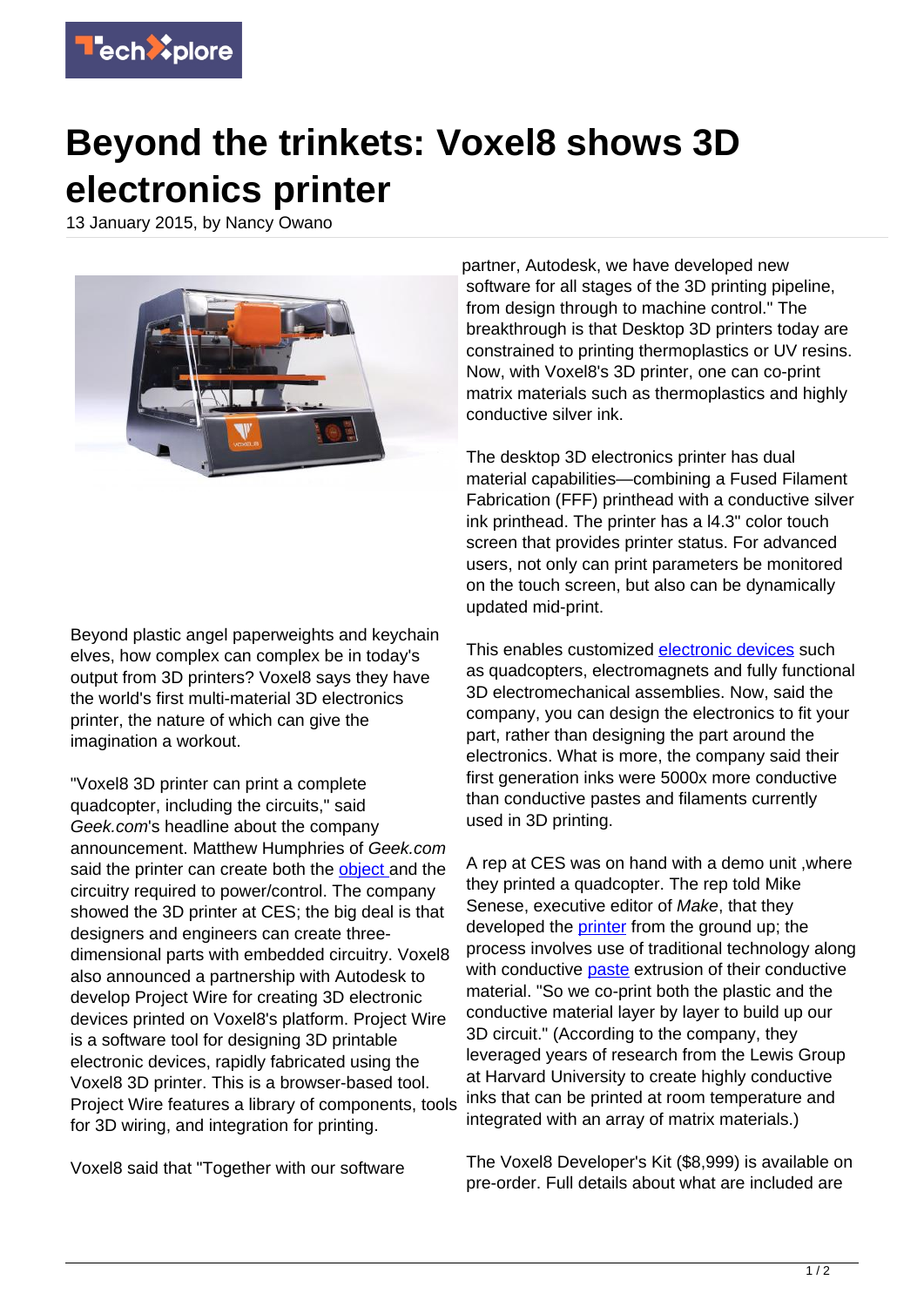# Beyond the trinkets: Voxel8 shows 3D electronics printer

13 January 2015, by Nancy Owano

Beyond plastic angel paperweights and keychain elves, how complex can complex be in today's output from 3D printers? Voxel8 says they have the world's first multi-material 3D electronics printer, the nature of which can give the imagination a workout.

"Voxel8 3D printer can print a complete quadcopter, including the circuits," said *Geek.com*'s headline about the company announcement. Matthew Humphries of *Geek.com* said the printer can create both the object and the circuitry required to power/control. The company showed the 3D printer at CES; the big deal is that designers and engineers can create three-dimensional parts with embedded circuitry. Voxel8 also announced a partnership with Autodesk to develop Project Wire for creating 3D electronic devices printed on Voxel8's platform. Project Wire is a software tool for designing 3D printable electronic devices, rapidly fabricated using the Voxel8 3D printer. This is a browser-based tool. Project Wire features a library of components, tools for 3D wiring, and integration for printing.

Voxel8 said that "Together with our software partner, Autodesk, we have developed new software for all stages of the 3D printing pipeline, from design through to machine control." The breakthrough is that Desktop 3D printers today are constrained to printing thermoplastics or UV resins. Now, with Voxel8's 3D printer, one can co-print matrix materials such as thermoplastics and highly conductive silver ink.

The desktop 3D electronics printer has dual material capabilities—combining a Fused Filament Fabrication (FFF) printhead with a conductive silver ink printhead. The printer has a l4.3" color touch screen that provides printer status. For advanced users, not only can print parameters be monitored on the touch screen, but also can be dynamically updated mid-print.

This enables customized electronic devices such as quadcopters, electromagnets and fully functional 3D electromechanical assemblies. Now, said the company, you can design the electronics to fit your part, rather than designing the part around the electronics. What is more, the company said their first generation inks were 5000x more conductive than conductive pastes and filaments currently used in 3D printing.

A rep at CES was on hand with a demo unit ,where they printed a quadcopter. The rep told Mike Senese, executive editor of *Make*, that they developed the printer from the ground up; the process involves use of traditional technology along with conductive paste extrusion of their conductive material. "So we co-print both the plastic and the conductive material layer by layer to build up our 3D circuit." (According to the company, they leveraged years of research from the Lewis Group at Harvard University to create highly conductive inks that can be printed at room temperature and integrated with an array of matrix materials.)

The Voxel8 Developer's Kit ($8,999) is available on pre-order. Full details about what are included are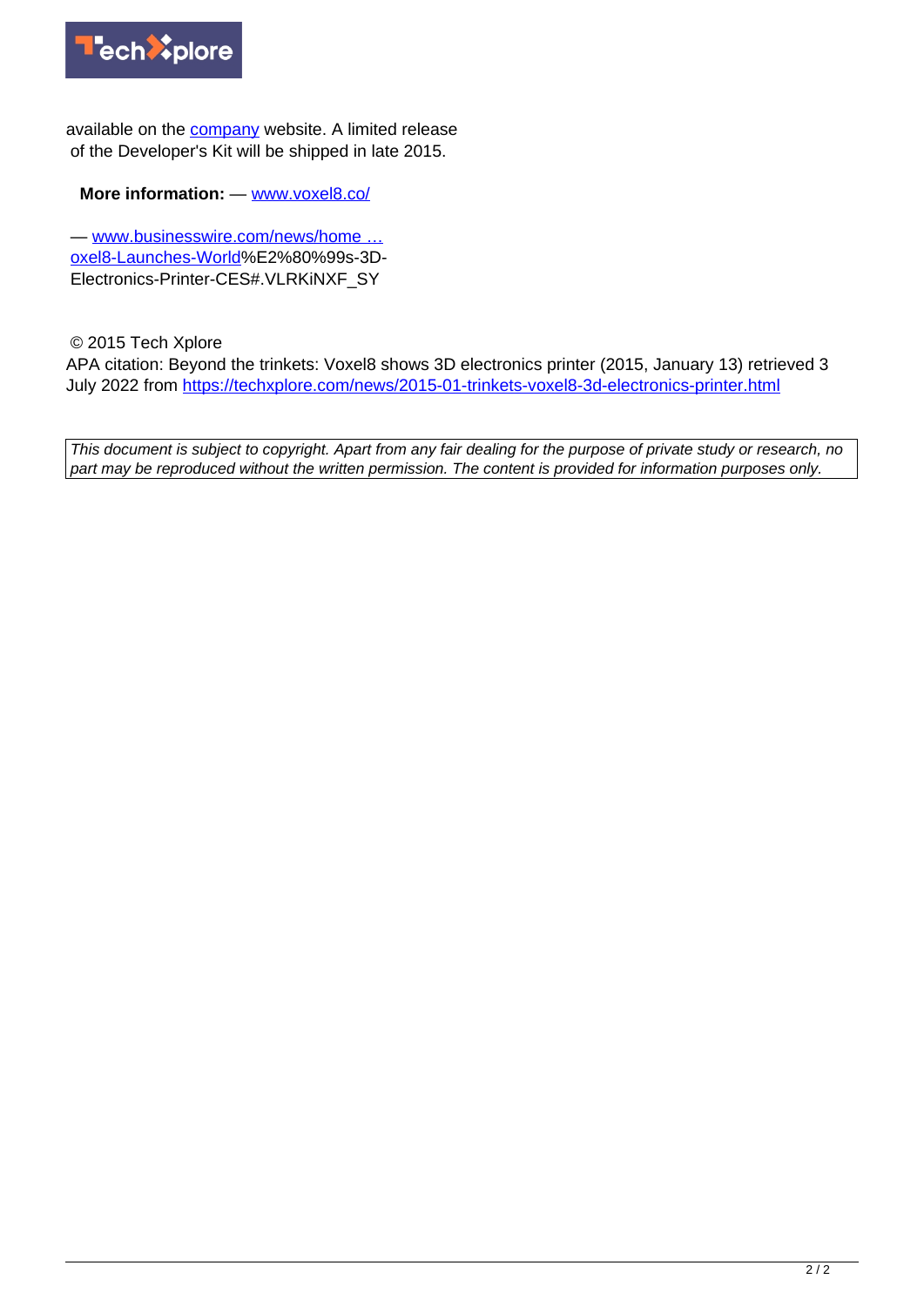available on the company website. A limited release of the Developer's Kit will be shipped in late 2015.

**More information:** — www.voxel8.co/

— www.businesswire.com/news/home … oxel8-Launches-World%E2%80%99s-3D-Electronics-Printer-CES#.VLRKiNXF_SY

© 2015 Tech Xplore

APA citation: Beyond the trinkets: Voxel8 shows 3D electronics printer (2015, January 13) retrieved 3 July 2022 from https://techxplore.com/news/2015-01-trinkets-voxel8-3d-electronics-printer.html

*This document is subject to copyright. Apart from any fair dealing for the purpose of private study or research, no part may be reproduced without the written permission. The content is provided for information purposes only.*